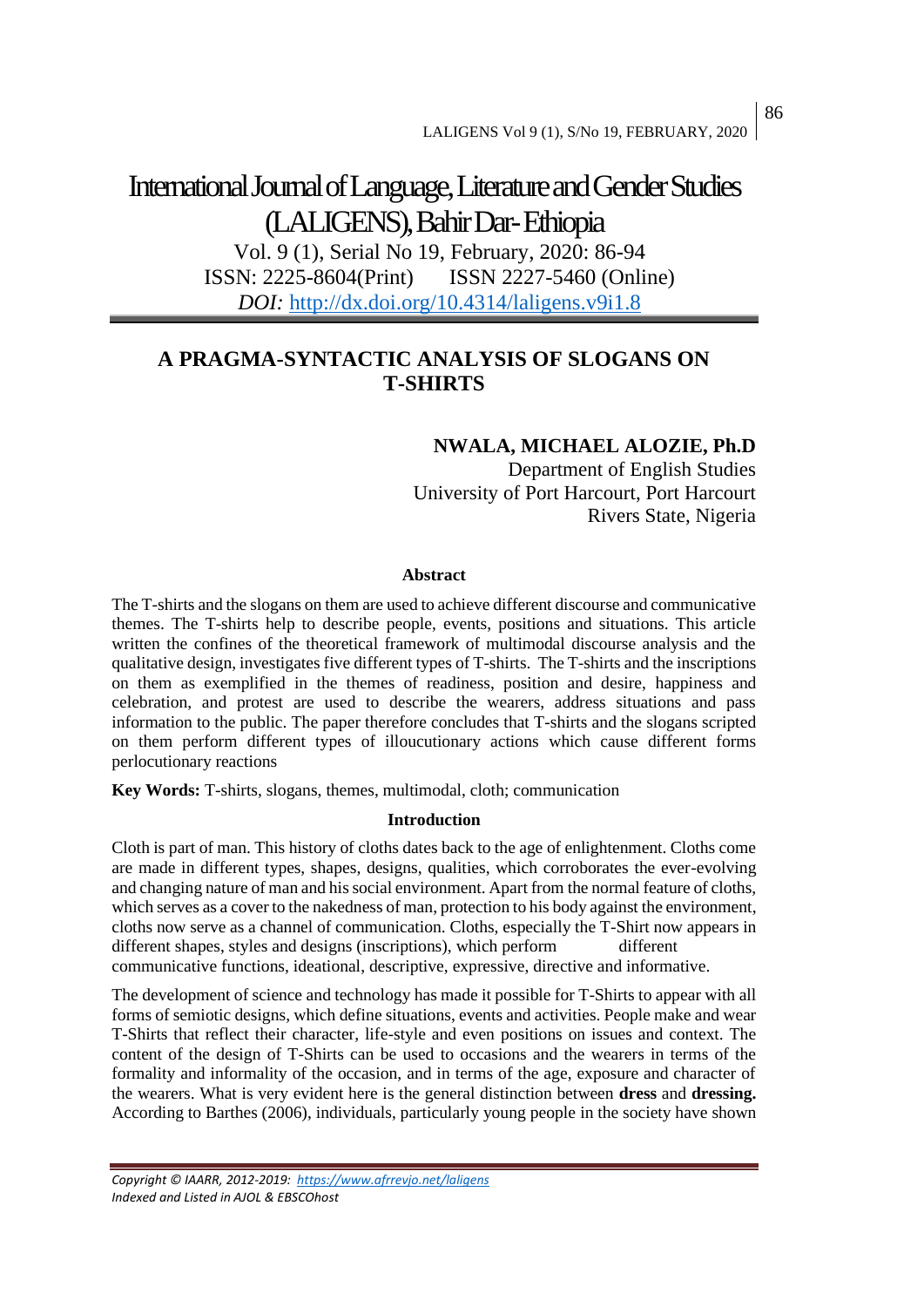# International Journal of Language, Literature and Gender Studies (LALIGENS), Bahir Dar- Ethiopia

Vol. 9 (1), Serial No 19, February, 2020: 86-94
ISSN: 2225-8604(Print) ISSN 2227-5460 (Online)
*DOI:* http://dx.doi.org/10.4314/laligens.v9i1.8

## A PRAGMA-SYNTACTIC ANALYSIS OF SLOGANS ON T-SHIRTS

**NWALA, MICHAEL ALOZIE, Ph.D**
Department of English Studies
University of Port Harcourt, Port Harcourt
Rivers State, Nigeria

### Abstract

The T-shirts and the slogans on them are used to achieve different discourse and communicative themes. The T-shirts help to describe people, events, positions and situations. This article written the confines of the theoretical framework of multimodal discourse analysis and the qualitative design, investigates five different types of T-shirts. The T-shirts and the inscriptions on them as exemplified in the themes of readiness, position and desire, happiness and celebration, and protest are used to describe the wearers, address situations and pass information to the public. The paper therefore concludes that T-shirts and the slogans scripted on them perform different types of illoucutionary actions which cause different forms perlocutionary reactions

**Key Words:** T-shirts, slogans, themes, multimodal, cloth; communication

### Introduction

Cloth is part of man. This history of cloths dates back to the age of enlightenment. Cloths come are made in different types, shapes, designs, qualities, which corroborates the ever-evolving and changing nature of man and his social environment. Apart from the normal feature of cloths, which serves as a cover to the nakedness of man, protection to his body against the environment, cloths now serve as a channel of communication. Cloths, especially the T-Shirt now appears in different shapes, styles and designs (inscriptions), which perform different communicative functions, ideational, descriptive, expressive, directive and informative.

The development of science and technology has made it possible for T-Shirts to appear with all forms of semiotic designs, which define situations, events and activities. People make and wear T-Shirts that reflect their character, life-style and even positions on issues and context. The content of the design of T-Shirts can be used to occasions and the wearers in terms of the formality and informality of the occasion, and in terms of the age, exposure and character of the wearers. What is very evident here is the general distinction between **dress** and **dressing.** According to Barthes (2006), individuals, particularly young people in the society have shown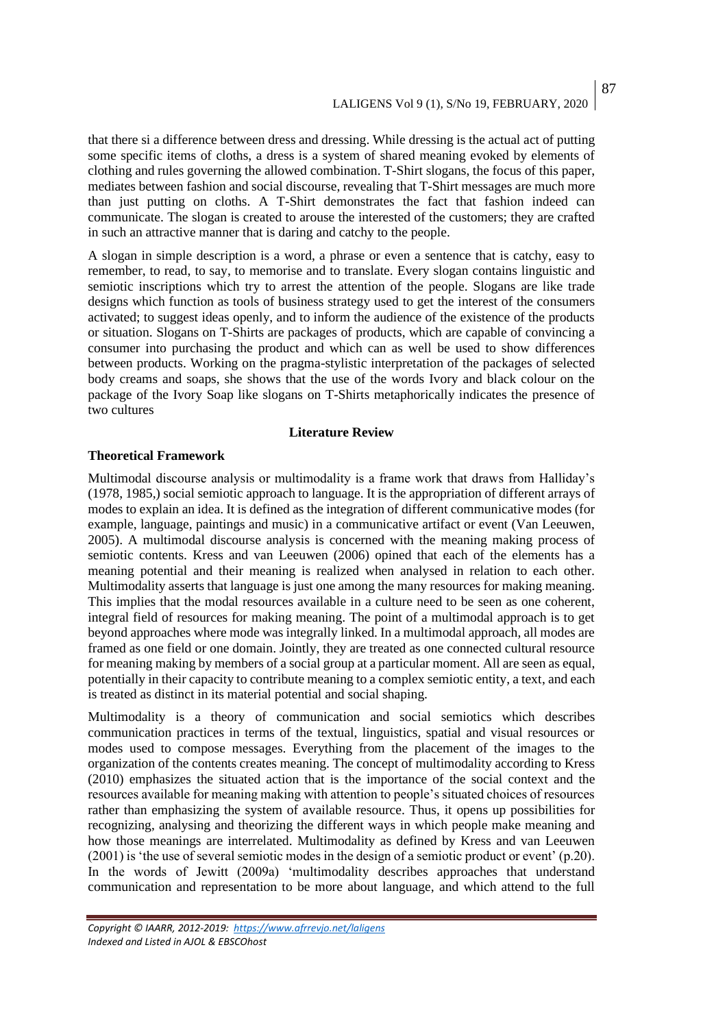that there si a difference between dress and dressing. While dressing is the actual act of putting some specific items of cloths, a dress is a system of shared meaning evoked by elements of clothing and rules governing the allowed combination. T-Shirt slogans, the focus of this paper, mediates between fashion and social discourse, revealing that T-Shirt messages are much more than just putting on cloths. A T-Shirt demonstrates the fact that fashion indeed can communicate. The slogan is created to arouse the interested of the customers; they are crafted in such an attractive manner that is daring and catchy to the people.

A slogan in simple description is a word, a phrase or even a sentence that is catchy, easy to remember, to read, to say, to memorise and to translate. Every slogan contains linguistic and semiotic inscriptions which try to arrest the attention of the people. Slogans are like trade designs which function as tools of business strategy used to get the interest of the consumers activated; to suggest ideas openly, and to inform the audience of the existence of the products or situation. Slogans on T-Shirts are packages of products, which are capable of convincing a consumer into purchasing the product and which can as well be used to show differences between products. Working on the pragma-stylistic interpretation of the packages of selected body creams and soaps, she shows that the use of the words Ivory and black colour on the package of the Ivory Soap like slogans on T-Shirts metaphorically indicates the presence of two cultures

## Literature Review

### Theoretical Framework

Multimodal discourse analysis or multimodality is a frame work that draws from Halliday's (1978, 1985,) social semiotic approach to language. It is the appropriation of different arrays of modes to explain an idea. It is defined as the integration of different communicative modes (for example, language, paintings and music) in a communicative artifact or event (Van Leeuwen, 2005). A multimodal discourse analysis is concerned with the meaning making process of semiotic contents. Kress and van Leeuwen (2006) opined that each of the elements has a meaning potential and their meaning is realized when analysed in relation to each other. Multimodality asserts that language is just one among the many resources for making meaning. This implies that the modal resources available in a culture need to be seen as one coherent, integral field of resources for making meaning. The point of a multimodal approach is to get beyond approaches where mode was integrally linked. In a multimodal approach, all modes are framed as one field or one domain. Jointly, they are treated as one connected cultural resource for meaning making by members of a social group at a particular moment. All are seen as equal, potentially in their capacity to contribute meaning to a complex semiotic entity, a text, and each is treated as distinct in its material potential and social shaping.

Multimodality is a theory of communication and social semiotics which describes communication practices in terms of the textual, linguistics, spatial and visual resources or modes used to compose messages. Everything from the placement of the images to the organization of the contents creates meaning. The concept of multimodality according to Kress (2010) emphasizes the situated action that is the importance of the social context and the resources available for meaning making with attention to people's situated choices of resources rather than emphasizing the system of available resource. Thus, it opens up possibilities for recognizing, analysing and theorizing the different ways in which people make meaning and how those meanings are interrelated. Multimodality as defined by Kress and van Leeuwen (2001) is 'the use of several semiotic modes in the design of a semiotic product or event' (p.20). In the words of Jewitt (2009a) 'multimodality describes approaches that understand communication and representation to be more about language, and which attend to the full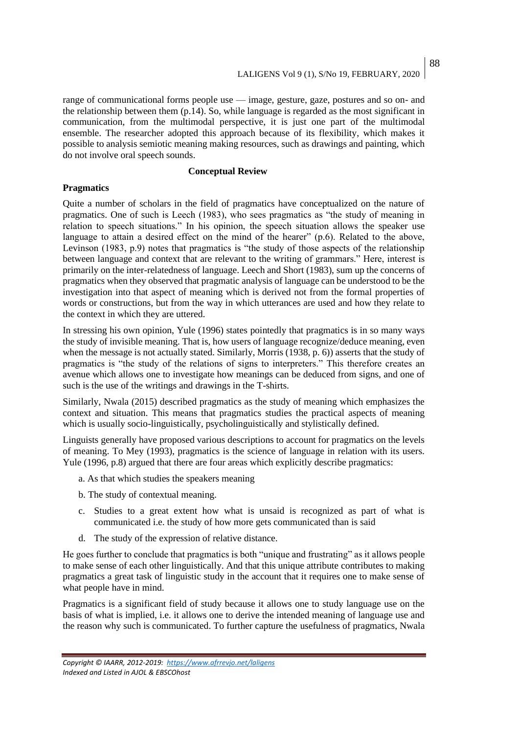range of communicational forms people use — image, gesture, gaze, postures and so on- and the relationship between them (p.14). So, while language is regarded as the most significant in communication, from the multimodal perspective, it is just one part of the multimodal ensemble. The researcher adopted this approach because of its flexibility, which makes it possible to analysis semiotic meaning making resources, such as drawings and painting, which do not involve oral speech sounds.

## Conceptual Review

### Pragmatics

Quite a number of scholars in the field of pragmatics have conceptualized on the nature of pragmatics. One of such is Leech (1983), who sees pragmatics as "the study of meaning in relation to speech situations." In his opinion, the speech situation allows the speaker use language to attain a desired effect on the mind of the hearer" (p.6). Related to the above, Levinson (1983, p.9) notes that pragmatics is "the study of those aspects of the relationship between language and context that are relevant to the writing of grammars." Here, interest is primarily on the inter-relatedness of language. Leech and Short (1983), sum up the concerns of pragmatics when they observed that pragmatic analysis of language can be understood to be the investigation into that aspect of meaning which is derived not from the formal properties of words or constructions, but from the way in which utterances are used and how they relate to the context in which they are uttered.

In stressing his own opinion, Yule (1996) states pointedly that pragmatics is in so many ways the study of invisible meaning. That is, how users of language recognize/deduce meaning, even when the message is not actually stated. Similarly, Morris (1938, p. 6)) asserts that the study of pragmatics is "the study of the relations of signs to interpreters." This therefore creates an avenue which allows one to investigate how meanings can be deduced from signs, and one of such is the use of the writings and drawings in the T-shirts.

Similarly, Nwala (2015) described pragmatics as the study of meaning which emphasizes the context and situation. This means that pragmatics studies the practical aspects of meaning which is usually socio-linguistically, psycholinguistically and stylistically defined.

Linguists generally have proposed various descriptions to account for pragmatics on the levels of meaning. To Mey (1993), pragmatics is the science of language in relation with its users. Yule (1996, p.8) argued that there are four areas which explicitly describe pragmatics:

a. As that which studies the speakers meaning

b. The study of contextual meaning.

c. Studies to a great extent how what is unsaid is recognized as part of what is communicated i.e. the study of how more gets communicated than is said

d. The study of the expression of relative distance.

He goes further to conclude that pragmatics is both "unique and frustrating" as it allows people to make sense of each other linguistically. And that this unique attribute contributes to making pragmatics a great task of linguistic study in the account that it requires one to make sense of what people have in mind.

Pragmatics is a significant field of study because it allows one to study language use on the basis of what is implied, i.e. it allows one to derive the intended meaning of language use and the reason why such is communicated. To further capture the usefulness of pragmatics, Nwala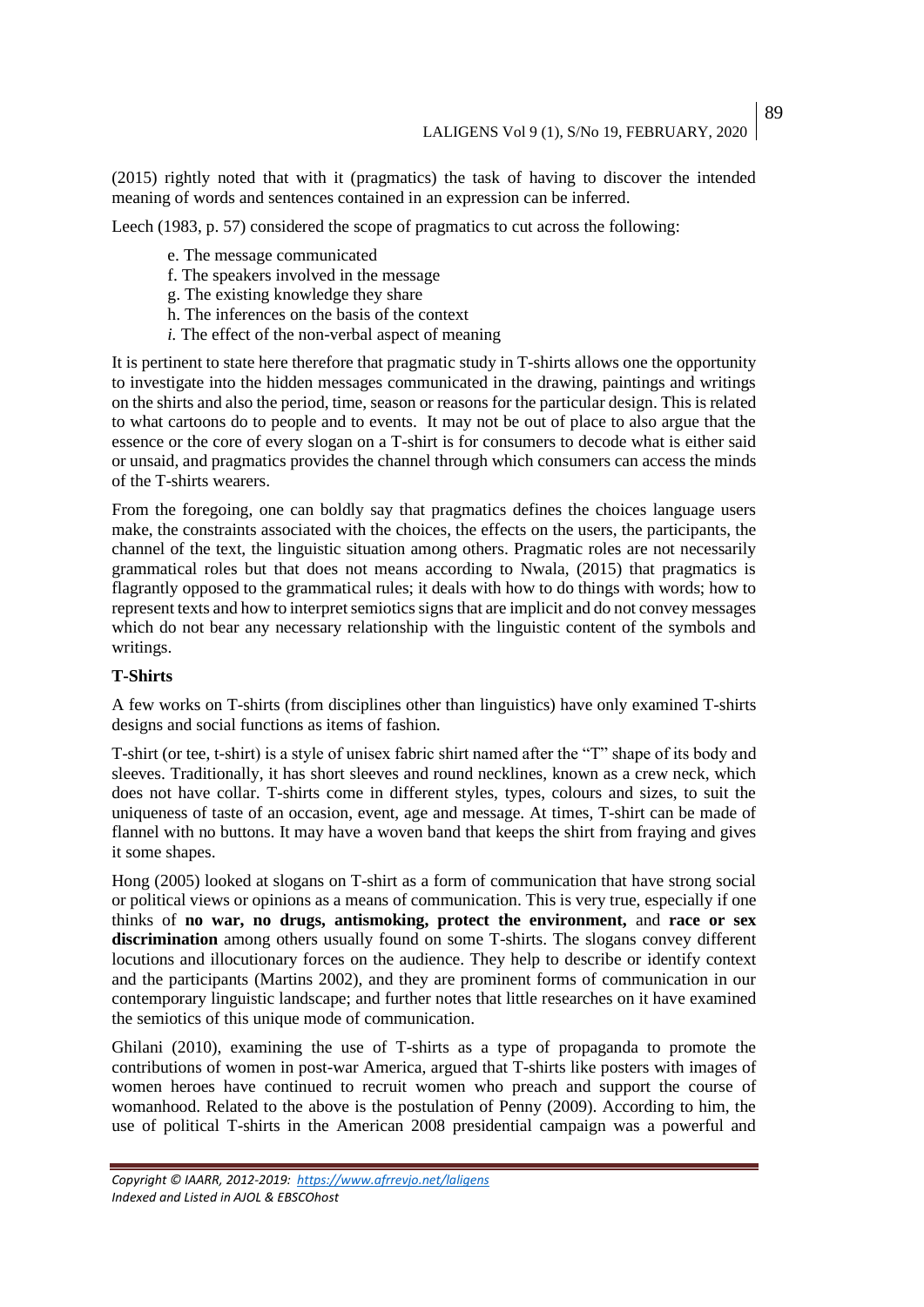(2015) rightly noted that with it (pragmatics) the task of having to discover the intended meaning of words and sentences contained in an expression can be inferred.

Leech (1983, p. 57) considered the scope of pragmatics to cut across the following:

e. The message communicated
f. The speakers involved in the message
g. The existing knowledge they share
h. The inferences on the basis of the context
*i.* The effect of the non-verbal aspect of meaning

It is pertinent to state here therefore that pragmatic study in T-shirts allows one the opportunity to investigate into the hidden messages communicated in the drawing, paintings and writings on the shirts and also the period, time, season or reasons for the particular design. This is related to what cartoons do to people and to events. It may not be out of place to also argue that the essence or the core of every slogan on a T-shirt is for consumers to decode what is either said or unsaid, and pragmatics provides the channel through which consumers can access the minds of the T-shirts wearers.

From the foregoing, one can boldly say that pragmatics defines the choices language users make, the constraints associated with the choices, the effects on the users, the participants, the channel of the text, the linguistic situation among others. Pragmatic roles are not necessarily grammatical roles but that does not means according to Nwala, (2015) that pragmatics is flagrantly opposed to the grammatical rules; it deals with how to do things with words; how to represent texts and how to interpret semiotics signs that are implicit and do not convey messages which do not bear any necessary relationship with the linguistic content of the symbols and writings.

**T-Shirts**

A few works on T-shirts (from disciplines other than linguistics) have only examined T-shirts designs and social functions as items of fashion.

T-shirt (or tee, t-shirt) is a style of unisex fabric shirt named after the "T" shape of its body and sleeves. Traditionally, it has short sleeves and round necklines, known as a crew neck, which does not have collar. T-shirts come in different styles, types, colours and sizes, to suit the uniqueness of taste of an occasion, event, age and message. At times, T-shirt can be made of flannel with no buttons. It may have a woven band that keeps the shirt from fraying and gives it some shapes.

Hong (2005) looked at slogans on T-shirt as a form of communication that have strong social or political views or opinions as a means of communication. This is very true, especially if one thinks of **no war, no drugs, antismoking, protect the environment,** and **race or sex discrimination** among others usually found on some T-shirts. The slogans convey different locutions and illocutionary forces on the audience. They help to describe or identify context and the participants (Martins 2002), and they are prominent forms of communication in our contemporary linguistic landscape; and further notes that little researches on it have examined the semiotics of this unique mode of communication.

Ghilani (2010), examining the use of T-shirts as a type of propaganda to promote the contributions of women in post-war America, argued that T-shirts like posters with images of women heroes have continued to recruit women who preach and support the course of womanhood. Related to the above is the postulation of Penny (2009). According to him, the use of political T-shirts in the American 2008 presidential campaign was a powerful and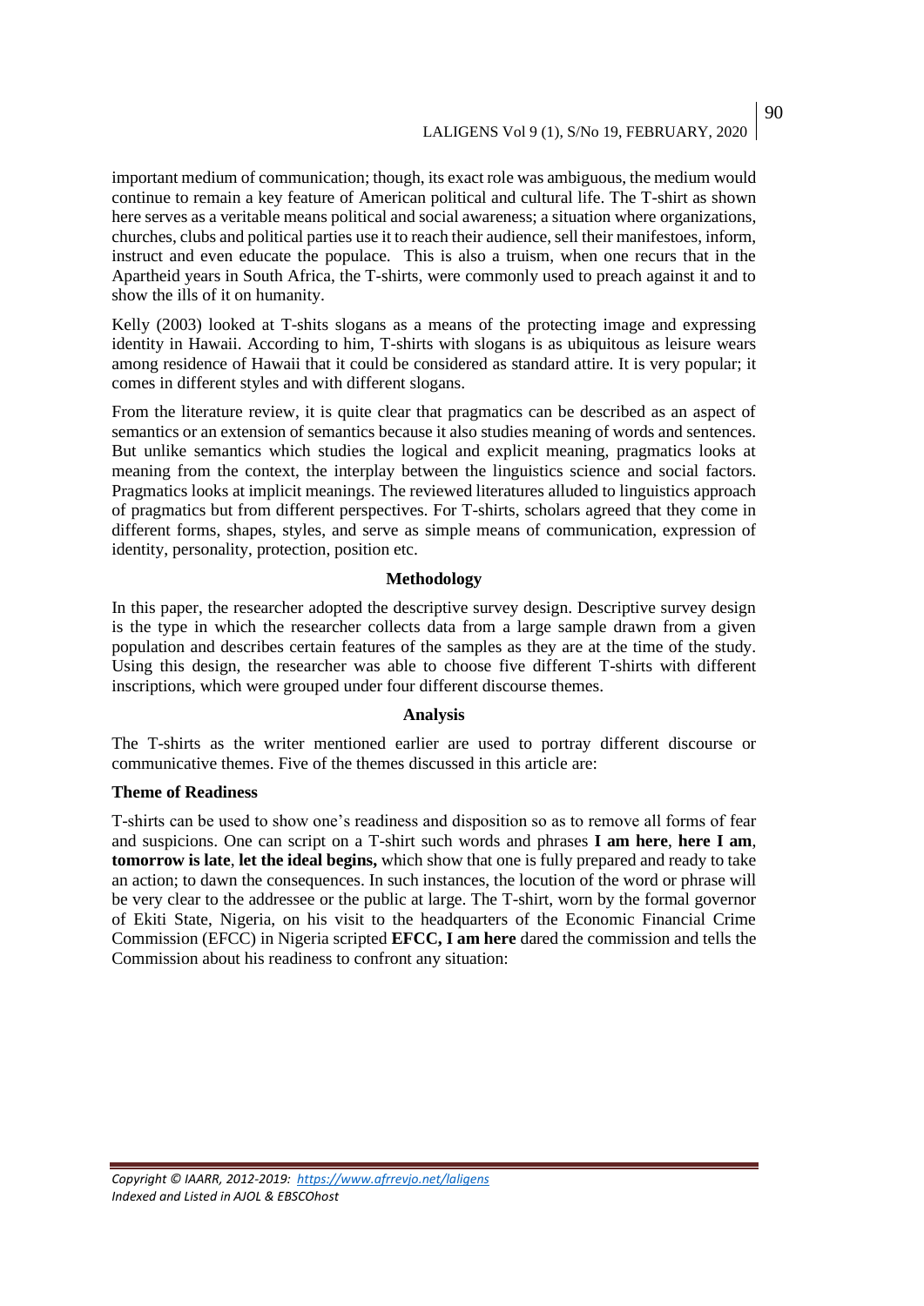important medium of communication; though, its exact role was ambiguous, the medium would continue to remain a key feature of American political and cultural life. The T-shirt as shown here serves as a veritable means political and social awareness; a situation where organizations, churches, clubs and political parties use it to reach their audience, sell their manifestoes, inform, instruct and even educate the populace. This is also a truism, when one recurs that in the Apartheid years in South Africa, the T-shirts, were commonly used to preach against it and to show the ills of it on humanity.

Kelly (2003) looked at T-shits slogans as a means of the protecting image and expressing identity in Hawaii. According to him, T-shirts with slogans is as ubiquitous as leisure wears among residence of Hawaii that it could be considered as standard attire. It is very popular; it comes in different styles and with different slogans.

From the literature review, it is quite clear that pragmatics can be described as an aspect of semantics or an extension of semantics because it also studies meaning of words and sentences. But unlike semantics which studies the logical and explicit meaning, pragmatics looks at meaning from the context, the interplay between the linguistics science and social factors. Pragmatics looks at implicit meanings. The reviewed literatures alluded to linguistics approach of pragmatics but from different perspectives. For T-shirts, scholars agreed that they come in different forms, shapes, styles, and serve as simple means of communication, expression of identity, personality, protection, position etc.

## Methodology

In this paper, the researcher adopted the descriptive survey design. Descriptive survey design is the type in which the researcher collects data from a large sample drawn from a given population and describes certain features of the samples as they are at the time of the study. Using this design, the researcher was able to choose five different T-shirts with different inscriptions, which were grouped under four different discourse themes.

## Analysis

The T-shirts as the writer mentioned earlier are used to portray different discourse or communicative themes. Five of the themes discussed in this article are:

### Theme of Readiness

T-shirts can be used to show one's readiness and disposition so as to remove all forms of fear and suspicions. One can script on a T-shirt such words and phrases **I am here**, **here I am**, **tomorrow is late**, **let the ideal begins,** which show that one is fully prepared and ready to take an action; to dawn the consequences. In such instances, the locution of the word or phrase will be very clear to the addressee or the public at large. The T-shirt, worn by the formal governor of Ekiti State, Nigeria, on his visit to the headquarters of the Economic Financial Crime Commission (EFCC) in Nigeria scripted **EFCC, I am here** dared the commission and tells the Commission about his readiness to confront any situation: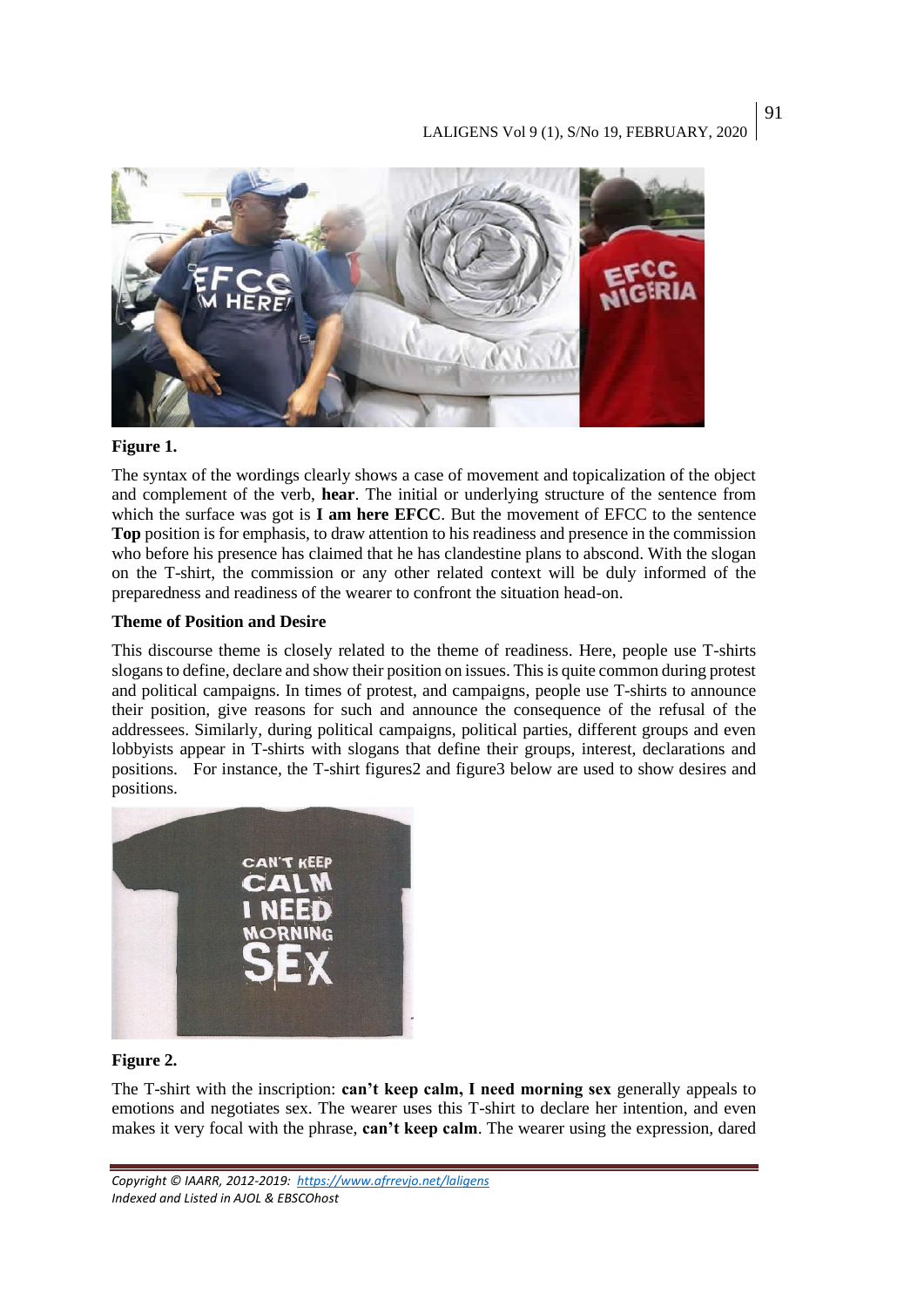**Figure 1.**

The syntax of the wordings clearly shows a case of movement and topicalization of the object and complement of the verb, **hear**. The initial or underlying structure of the sentence from which the surface was got is **I am here EFCC**. But the movement of EFCC to the sentence **Top** position is for emphasis, to draw attention to his readiness and presence in the commission who before his presence has claimed that he has clandestine plans to abscond. With the slogan on the T-shirt, the commission or any other related context will be duly informed of the preparedness and readiness of the wearer to confront the situation head-on.

**Theme of Position and Desire**

This discourse theme is closely related to the theme of readiness. Here, people use T-shirts slogans to define, declare and show their position on issues. This is quite common during protest and political campaigns. In times of protest, and campaigns, people use T-shirts to announce their position, give reasons for such and announce the consequence of the refusal of the addressees. Similarly, during political campaigns, political parties, different groups and even lobbyists appear in T-shirts with slogans that define their groups, interest, declarations and positions. For instance, the T-shirt figures2 and figure3 below are used to show desires and positions.

**Figure 2.**

The T-shirt with the inscription: **can't keep calm, I need morning sex** generally appeals to emotions and negotiates sex. The wearer uses this T-shirt to declare her intention, and even makes it very focal with the phrase, **can't keep calm**. The wearer using the expression, dared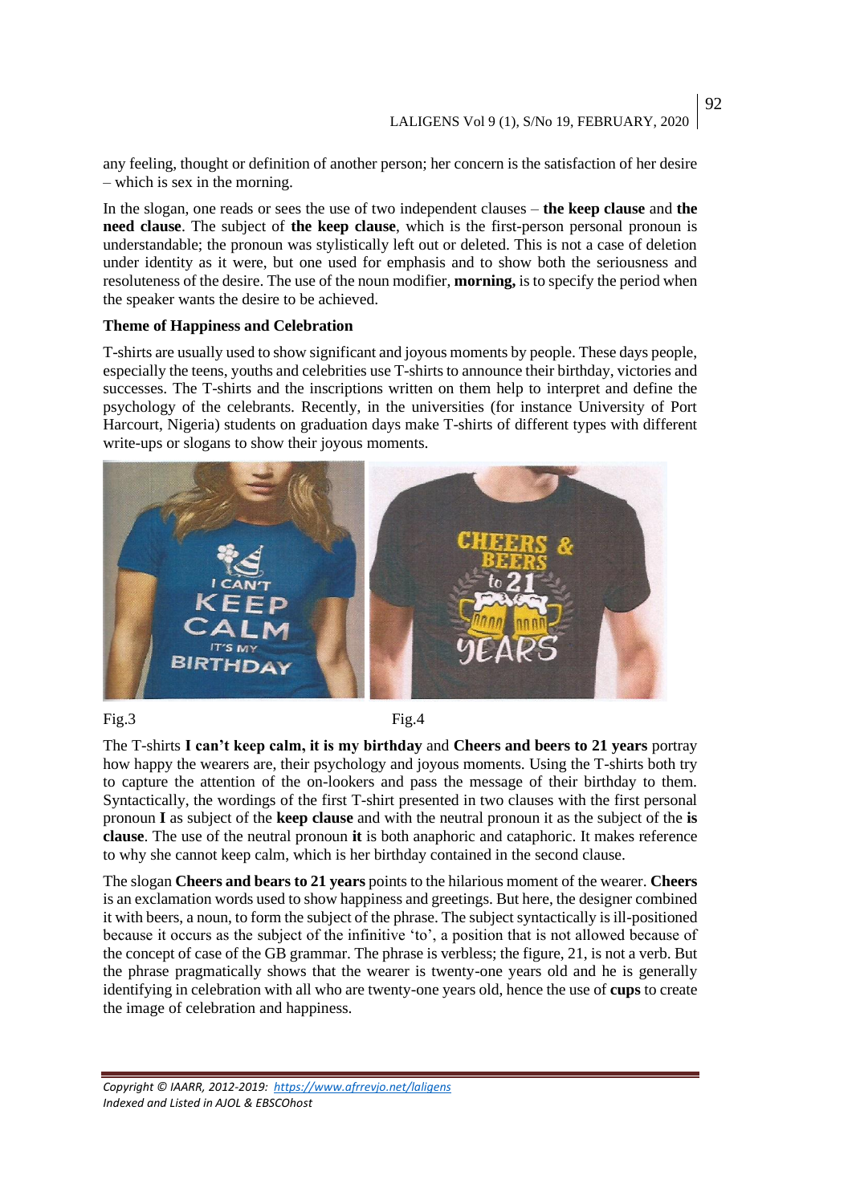any feeling, thought or definition of another person; her concern is the satisfaction of her desire – which is sex in the morning.

In the slogan, one reads or sees the use of two independent clauses – **the keep clause** and **the need clause**. The subject of **the keep clause**, which is the first-person personal pronoun is understandable; the pronoun was stylistically left out or deleted. This is not a case of deletion under identity as it were, but one used for emphasis and to show both the seriousness and resoluteness of the desire. The use of the noun modifier, **morning,** is to specify the period when the speaker wants the desire to be achieved.

### Theme of Happiness and Celebration

T-shirts are usually used to show significant and joyous moments by people. These days people, especially the teens, youths and celebrities use T-shirts to announce their birthday, victories and successes. The T-shirts and the inscriptions written on them help to interpret and define the psychology of the celebrants. Recently, in the universities (for instance University of Port Harcourt, Nigeria) students on graduation days make T-shirts of different types with different write-ups or slogans to show their joyous moments.

Fig.3

Fig.4

The T-shirts **I can't keep calm, it is my birthday** and **Cheers and beers to 21 years** portray how happy the wearers are, their psychology and joyous moments. Using the T-shirts both try to capture the attention of the on-lookers and pass the message of their birthday to them. Syntactically, the wordings of the first T-shirt presented in two clauses with the first personal pronoun **I** as subject of the **keep clause** and with the neutral pronoun it as the subject of the **is clause**. The use of the neutral pronoun **it** is both anaphoric and cataphoric. It makes reference to why she cannot keep calm, which is her birthday contained in the second clause.

The slogan **Cheers and bears to 21 years** points to the hilarious moment of the wearer. **Cheers** is an exclamation words used to show happiness and greetings. But here, the designer combined it with beers, a noun, to form the subject of the phrase. The subject syntactically is ill-positioned because it occurs as the subject of the infinitive 'to', a position that is not allowed because of the concept of case of the GB grammar. The phrase is verbless; the figure, 21, is not a verb. But the phrase pragmatically shows that the wearer is twenty-one years old and he is generally identifying in celebration with all who are twenty-one years old, hence the use of **cups** to create the image of celebration and happiness.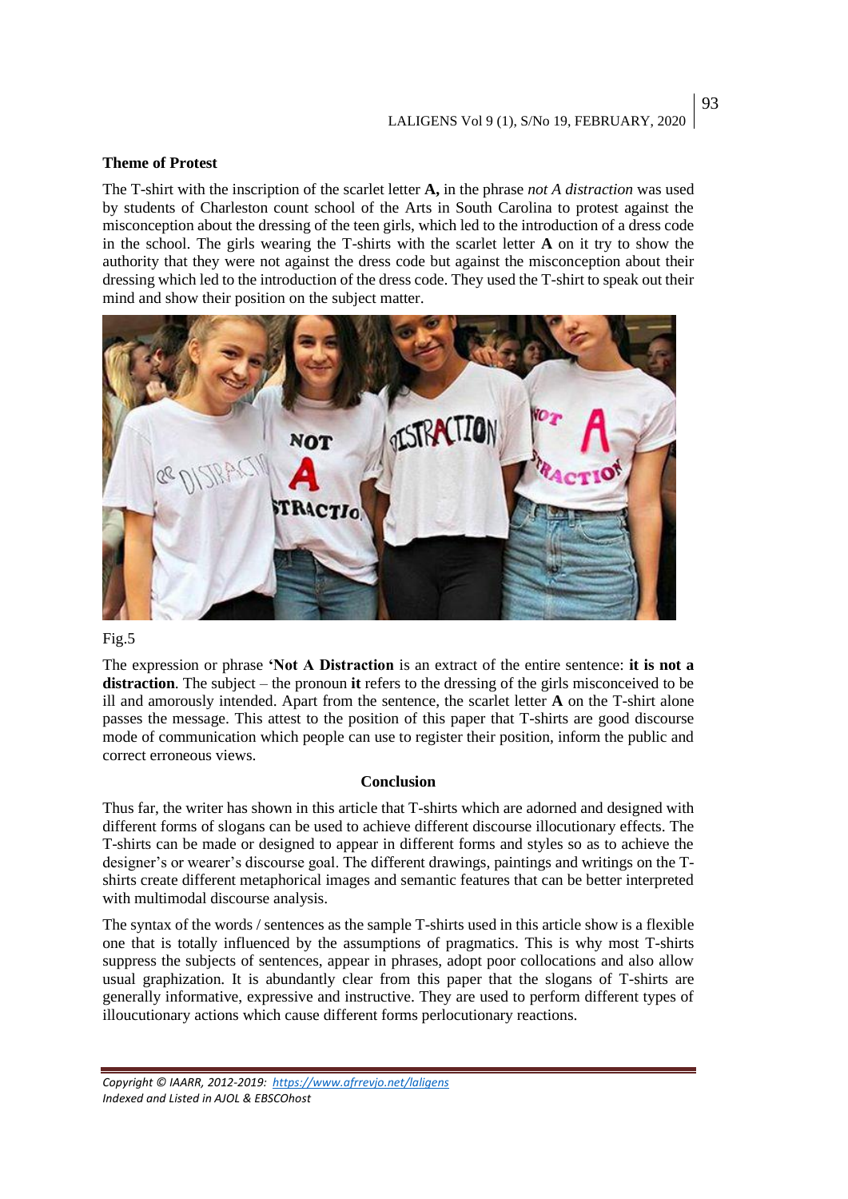**Theme of Protest**

The T-shirt with the inscription of the scarlet letter **A,** in the phrase *not A distraction* was used by students of Charleston count school of the Arts in South Carolina to protest against the misconception about the dressing of the teen girls, which led to the introduction of a dress code in the school. The girls wearing the T-shirts with the scarlet letter **A** on it try to show the authority that they were not against the dress code but against the misconception about their dressing which led to the introduction of the dress code. They used the T-shirt to speak out their mind and show their position on the subject matter.

Fig.5

The expression or phrase **'Not A Distraction** is an extract of the entire sentence: **it is not a distraction**. The subject – the pronoun **it** refers to the dressing of the girls misconceived to be ill and amorously intended. Apart from the sentence, the scarlet letter **A** on the T-shirt alone passes the message. This attest to the position of this paper that T-shirts are good discourse mode of communication which people can use to register their position, inform the public and correct erroneous views.

## Conclusion

Thus far, the writer has shown in this article that T-shirts which are adorned and designed with different forms of slogans can be used to achieve different discourse illocutionary effects. The T-shirts can be made or designed to appear in different forms and styles so as to achieve the designer's or wearer's discourse goal. The different drawings, paintings and writings on the T-shirts create different metaphorical images and semantic features that can be better interpreted with multimodal discourse analysis.

The syntax of the words / sentences as the sample T-shirts used in this article show is a flexible one that is totally influenced by the assumptions of pragmatics. This is why most T-shirts suppress the subjects of sentences, appear in phrases, adopt poor collocations and also allow usual graphization. It is abundantly clear from this paper that the slogans of T-shirts are generally informative, expressive and instructive. They are used to perform different types of illoucutionary actions which cause different forms perlocutionary reactions.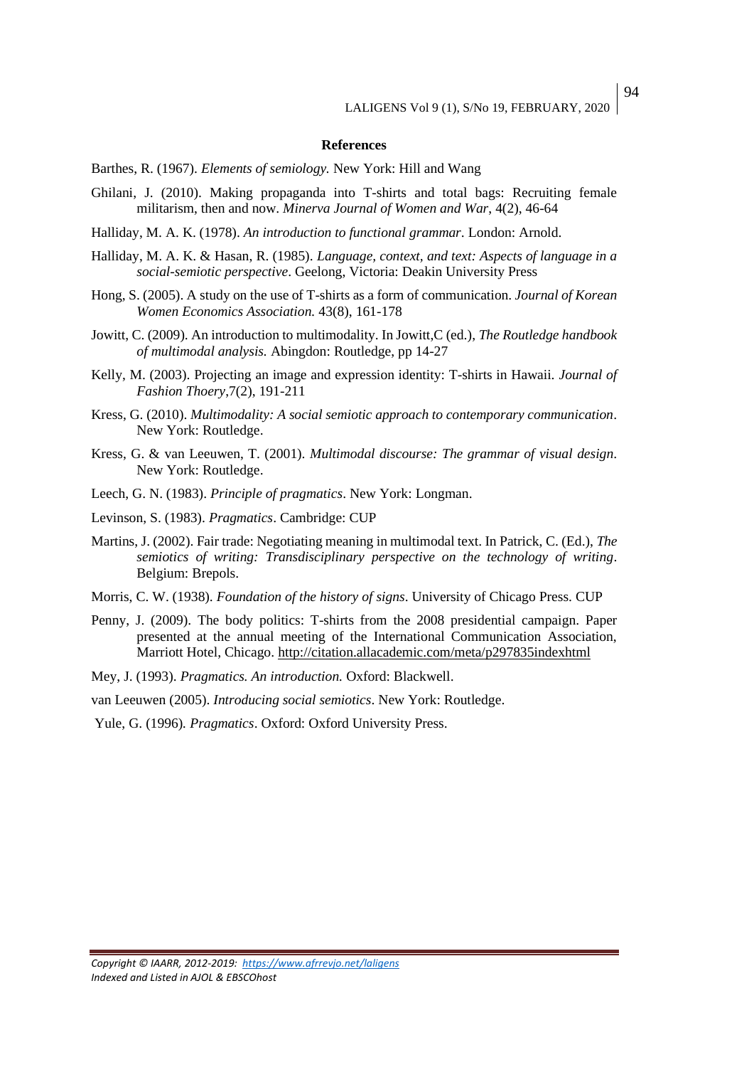## References

Barthes, R. (1967). *Elements of semiology.* New York: Hill and Wang

Ghilani, J. (2010). Making propaganda into T-shirts and total bags: Recruiting female militarism, then and now. *Minerva Journal of Women and War*, 4(2), 46-64

Halliday, M. A. K. (1978). *An introduction to functional grammar*. London: Arnold.

Halliday, M. A. K. & Hasan, R. (1985). *Language, context, and text: Aspects of language in a social-semiotic perspective*. Geelong, Victoria: Deakin University Press

Hong, S. (2005). A study on the use of T-shirts as a form of communication. *Journal of Korean Women Economics Association.* 43(8), 161-178

Jowitt, C. (2009). An introduction to multimodality. In Jowitt,C (ed.), *The Routledge handbook of multimodal analysis.* Abingdon: Routledge, pp 14-27

Kelly, M. (2003). Projecting an image and expression identity: T-shirts in Hawaii. *Journal of Fashion Thoery*,7(2), 191-211

Kress, G. (2010). *Multimodality: A social semiotic approach to contemporary communication*. New York: Routledge.

Kress, G. & van Leeuwen, T. (2001). *Multimodal discourse: The grammar of visual design*. New York: Routledge.

Leech, G. N. (1983). *Principle of pragmatics*. New York: Longman.

Levinson, S. (1983). *Pragmatics*. Cambridge: CUP

Martins, J. (2002). Fair trade: Negotiating meaning in multimodal text. In Patrick, C. (Ed.), *The semiotics of writing: Transdisciplinary perspective on the technology of writing*. Belgium: Brepols.

Morris, C. W. (1938). *Foundation of the history of signs*. University of Chicago Press. CUP

Penny, J. (2009). The body politics: T-shirts from the 2008 presidential campaign. Paper presented at the annual meeting of the International Communication Association, Marriott Hotel, Chicago. http://citation.allacademic.com/meta/p297835indexhtml

Mey, J. (1993). *Pragmatics. An introduction.* Oxford: Blackwell.

van Leeuwen (2005). *Introducing social semiotics*. New York: Routledge.

Yule, G. (1996)*. Pragmatics*. Oxford: Oxford University Press.